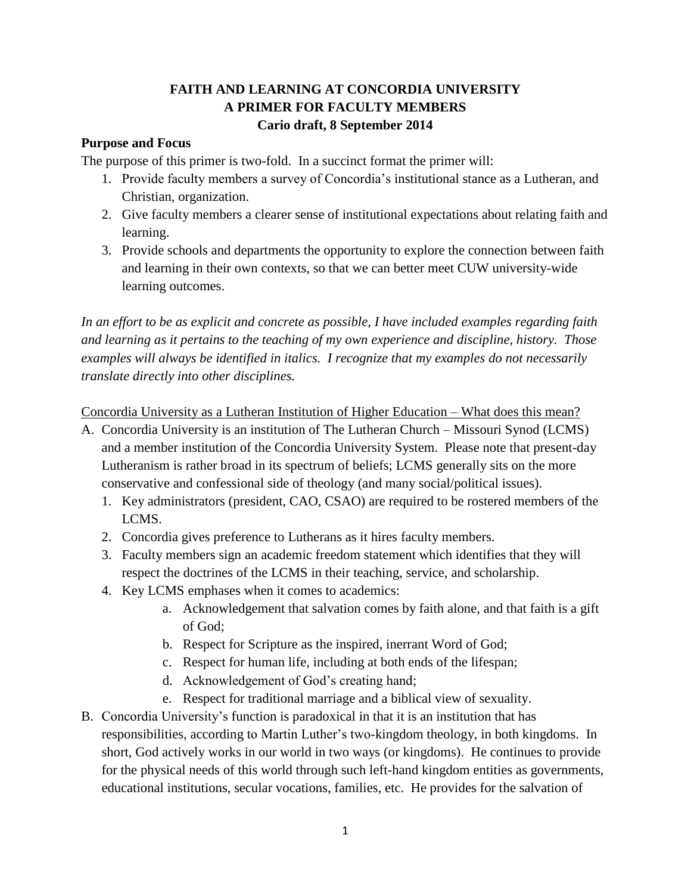# FAITH AND LEARNING AT CONCORDIA UNIVERSITY
## A PRIMER FOR FACULTY MEMBERS
### Cario draft, 8 September 2014

**Purpose and Focus**

The purpose of this primer is two-fold. In a succinct format the primer will:

1. Provide faculty members a survey of Concordia's institutional stance as a Lutheran, and Christian, organization.
2. Give faculty members a clearer sense of institutional expectations about relating faith and learning.
3. Provide schools and departments the opportunity to explore the connection between faith and learning in their own contexts, so that we can better meet CUW university-wide learning outcomes.

*In an effort to be as explicit and concrete as possible, I have included examples regarding faith and learning as it pertains to the teaching of my own experience and discipline, history. Those examples will always be identified in italics. I recognize that my examples do not necessarily translate directly into other disciplines.*

<u>Concordia University as a Lutheran Institution of Higher Education – What does this mean?</u>

A. Concordia University is an institution of The Lutheran Church – Missouri Synod (LCMS) and a member institution of the Concordia University System. Please note that present-day Lutheranism is rather broad in its spectrum of beliefs; LCMS generally sits on the more conservative and confessional side of theology (and many social/political issues).
   1. Key administrators (president, CAO, CSAO) are required to be rostered members of the LCMS.
   2. Concordia gives preference to Lutherans as it hires faculty members.
   3. Faculty members sign an academic freedom statement which identifies that they will respect the doctrines of the LCMS in their teaching, service, and scholarship.
   4. Key LCMS emphases when it comes to academics:
      a. Acknowledgement that salvation comes by faith alone, and that faith is a gift of God;
      b. Respect for Scripture as the inspired, inerrant Word of God;
      c. Respect for human life, including at both ends of the lifespan;
      d. Acknowledgement of God's creating hand;
      e. Respect for traditional marriage and a biblical view of sexuality.

B. Concordia University's function is paradoxical in that it is an institution that has responsibilities, according to Martin Luther's two-kingdom theology, in both kingdoms. In short, God actively works in our world in two ways (or kingdoms). He continues to provide for the physical needs of this world through such left-hand kingdom entities as governments, educational institutions, secular vocations, families, etc. He provides for the salvation of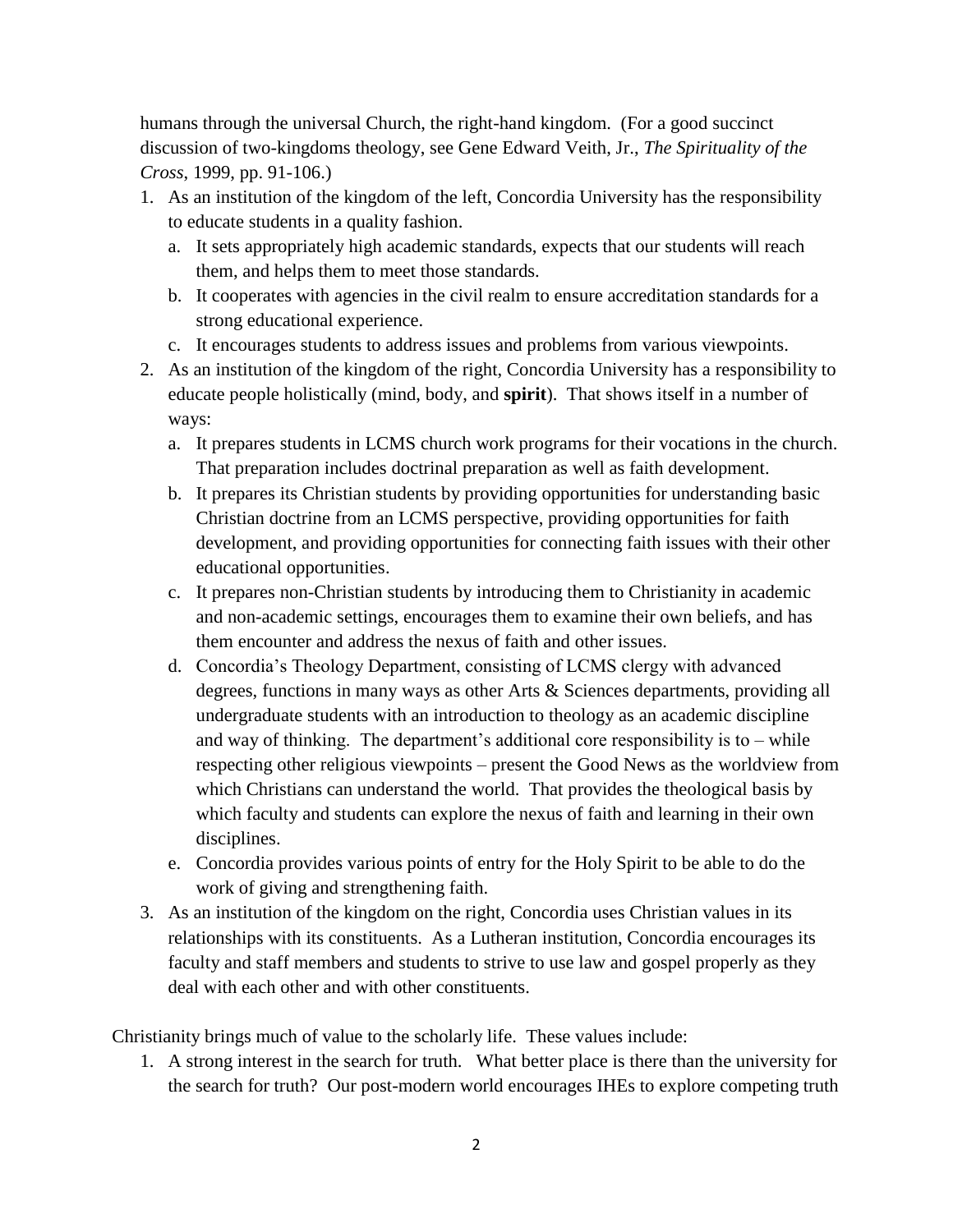humans through the universal Church, the right-hand kingdom. (For a good succinct discussion of two-kingdoms theology, see Gene Edward Veith, Jr., *The Spirituality of the Cross*, 1999, pp. 91-106.)

1. As an institution of the kingdom of the left, Concordia University has the responsibility to educate students in a quality fashion.
   a. It sets appropriately high academic standards, expects that our students will reach them, and helps them to meet those standards.
   b. It cooperates with agencies in the civil realm to ensure accreditation standards for a strong educational experience.
   c. It encourages students to address issues and problems from various viewpoints.
2. As an institution of the kingdom of the right, Concordia University has a responsibility to educate people holistically (mind, body, and **spirit**). That shows itself in a number of ways:
   a. It prepares students in LCMS church work programs for their vocations in the church. That preparation includes doctrinal preparation as well as faith development.
   b. It prepares its Christian students by providing opportunities for understanding basic Christian doctrine from an LCMS perspective, providing opportunities for faith development, and providing opportunities for connecting faith issues with their other educational opportunities.
   c. It prepares non-Christian students by introducing them to Christianity in academic and non-academic settings, encourages them to examine their own beliefs, and has them encounter and address the nexus of faith and other issues.
   d. Concordia's Theology Department, consisting of LCMS clergy with advanced degrees, functions in many ways as other Arts & Sciences departments, providing all undergraduate students with an introduction to theology as an academic discipline and way of thinking. The department's additional core responsibility is to – while respecting other religious viewpoints – present the Good News as the worldview from which Christians can understand the world. That provides the theological basis by which faculty and students can explore the nexus of faith and learning in their own disciplines.
   e. Concordia provides various points of entry for the Holy Spirit to be able to do the work of giving and strengthening faith.
3. As an institution of the kingdom on the right, Concordia uses Christian values in its relationships with its constituents. As a Lutheran institution, Concordia encourages its faculty and staff members and students to strive to use law and gospel properly as they deal with each other and with other constituents.

Christianity brings much of value to the scholarly life. These values include:

1. A strong interest in the search for truth. What better place is there than the university for the search for truth? Our post-modern world encourages IHEs to explore competing truth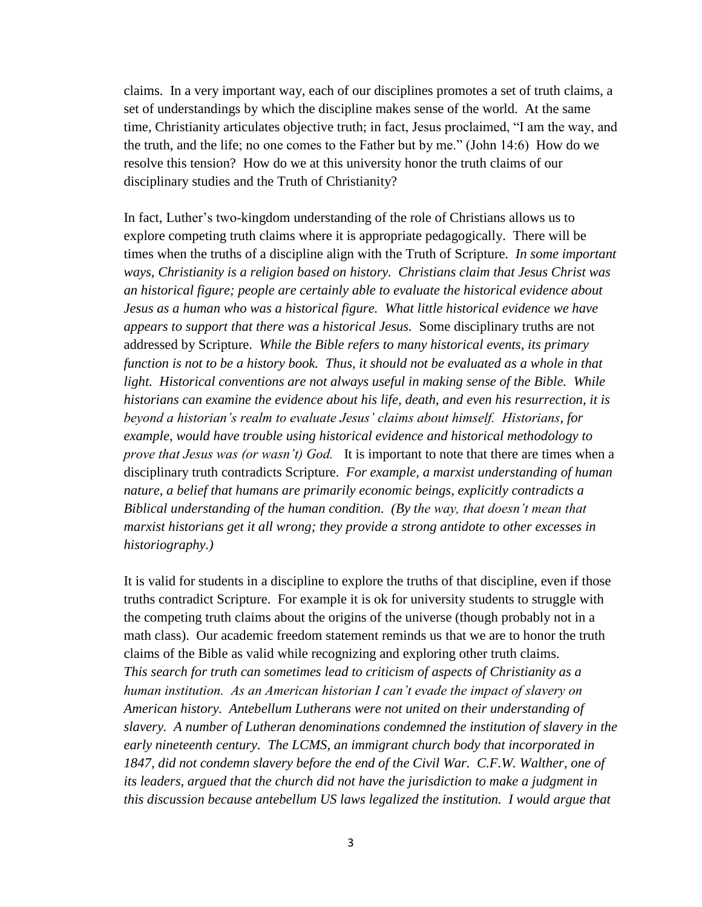claims. In a very important way, each of our disciplines promotes a set of truth claims, a set of understandings by which the discipline makes sense of the world. At the same time, Christianity articulates objective truth; in fact, Jesus proclaimed, "I am the way, and the truth, and the life; no one comes to the Father but by me." (John 14:6) How do we resolve this tension? How do we at this university honor the truth claims of our disciplinary studies and the Truth of Christianity?

In fact, Luther's two-kingdom understanding of the role of Christians allows us to explore competing truth claims where it is appropriate pedagogically. There will be times when the truths of a discipline align with the Truth of Scripture. *In some important ways, Christianity is a religion based on history. Christians claim that Jesus Christ was an historical figure; people are certainly able to evaluate the historical evidence about Jesus as a human who was a historical figure. What little historical evidence we have appears to support that there was a historical Jesus.* Some disciplinary truths are not addressed by Scripture. *While the Bible refers to many historical events, its primary function is not to be a history book. Thus, it should not be evaluated as a whole in that light. Historical conventions are not always useful in making sense of the Bible. While historians can examine the evidence about his life, death, and even his resurrection, it is beyond a historian's realm to evaluate Jesus' claims about himself. Historians, for example, would have trouble using historical evidence and historical methodology to prove that Jesus was (or wasn't) God.* It is important to note that there are times when a disciplinary truth contradicts Scripture. *For example, a marxist understanding of human nature, a belief that humans are primarily economic beings, explicitly contradicts a Biblical understanding of the human condition. (By the way, that doesn't mean that marxist historians get it all wrong; they provide a strong antidote to other excesses in historiography.)*

It is valid for students in a discipline to explore the truths of that discipline, even if those truths contradict Scripture. For example it is ok for university students to struggle with the competing truth claims about the origins of the universe (though probably not in a math class). Our academic freedom statement reminds us that we are to honor the truth claims of the Bible as valid while recognizing and exploring other truth claims. *This search for truth can sometimes lead to criticism of aspects of Christianity as a human institution. As an American historian I can't evade the impact of slavery on American history. Antebellum Lutherans were not united on their understanding of slavery. A number of Lutheran denominations condemned the institution of slavery in the early nineteenth century. The LCMS, an immigrant church body that incorporated in 1847, did not condemn slavery before the end of the Civil War. C.F.W. Walther, one of its leaders, argued that the church did not have the jurisdiction to make a judgment in this discussion because antebellum US laws legalized the institution. I would argue that*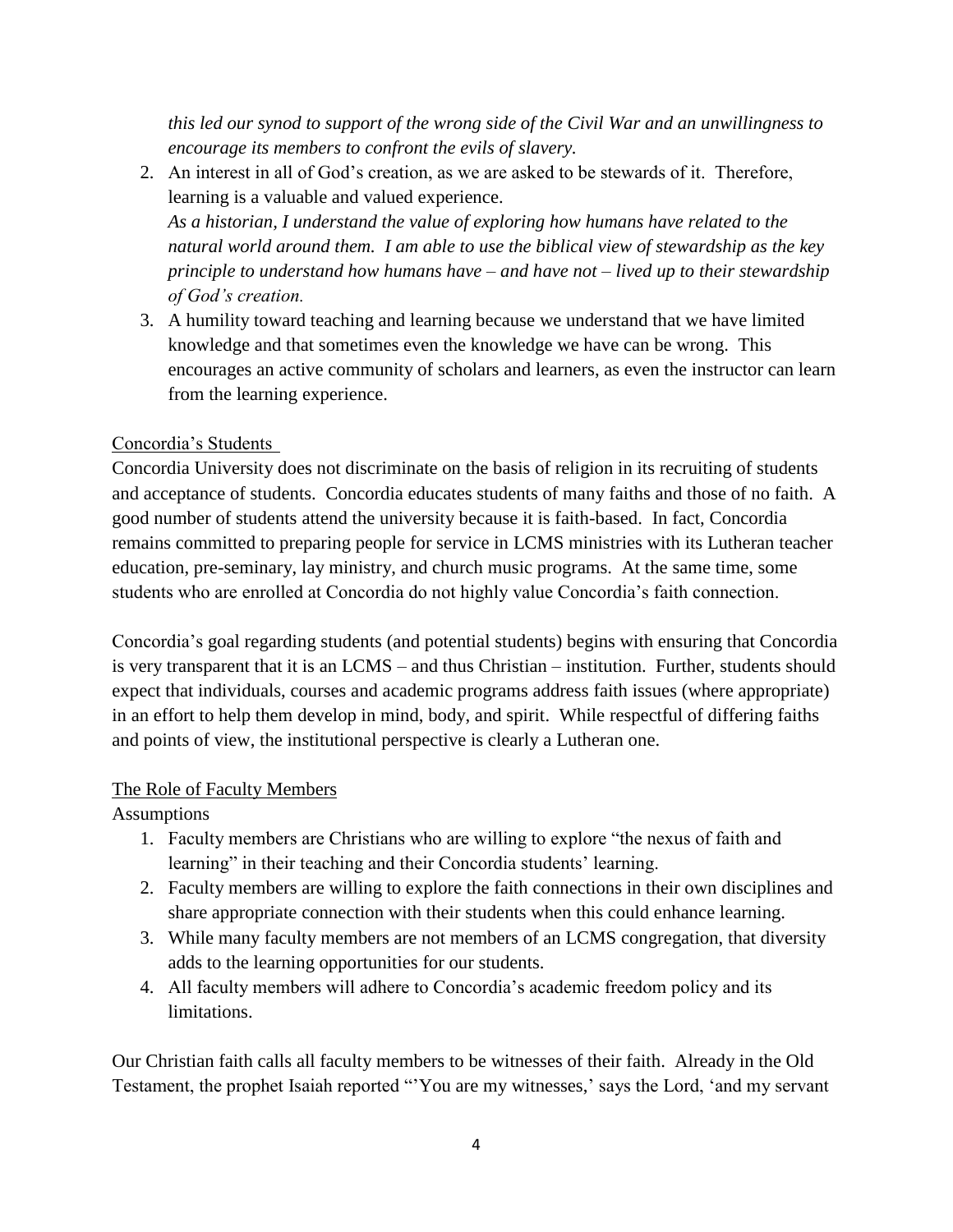*this led our synod to support of the wrong side of the Civil War and an unwillingness to encourage its members to confront the evils of slavery.*

2. An interest in all of God's creation, as we are asked to be stewards of it. Therefore, learning is a valuable and valued experience.
   *As a historian, I understand the value of exploring how humans have related to the natural world around them. I am able to use the biblical view of stewardship as the key principle to understand how humans have – and have not – lived up to their stewardship of God's creation.*
3. A humility toward teaching and learning because we understand that we have limited knowledge and that sometimes even the knowledge we have can be wrong. This encourages an active community of scholars and learners, as even the instructor can learn from the learning experience.

## Concordia's Students

Concordia University does not discriminate on the basis of religion in its recruiting of students and acceptance of students. Concordia educates students of many faiths and those of no faith. A good number of students attend the university because it is faith-based. In fact, Concordia remains committed to preparing people for service in LCMS ministries with its Lutheran teacher education, pre-seminary, lay ministry, and church music programs. At the same time, some students who are enrolled at Concordia do not highly value Concordia's faith connection.

Concordia's goal regarding students (and potential students) begins with ensuring that Concordia is very transparent that it is an LCMS – and thus Christian – institution. Further, students should expect that individuals, courses and academic programs address faith issues (where appropriate) in an effort to help them develop in mind, body, and spirit. While respectful of differing faiths and points of view, the institutional perspective is clearly a Lutheran one.

## The Role of Faculty Members

Assumptions

1. Faculty members are Christians who are willing to explore "the nexus of faith and learning" in their teaching and their Concordia students' learning.
2. Faculty members are willing to explore the faith connections in their own disciplines and share appropriate connection with their students when this could enhance learning.
3. While many faculty members are not members of an LCMS congregation, that diversity adds to the learning opportunities for our students.
4. All faculty members will adhere to Concordia's academic freedom policy and its limitations.

Our Christian faith calls all faculty members to be witnesses of their faith. Already in the Old Testament, the prophet Isaiah reported "'You are my witnesses,' says the Lord, 'and my servant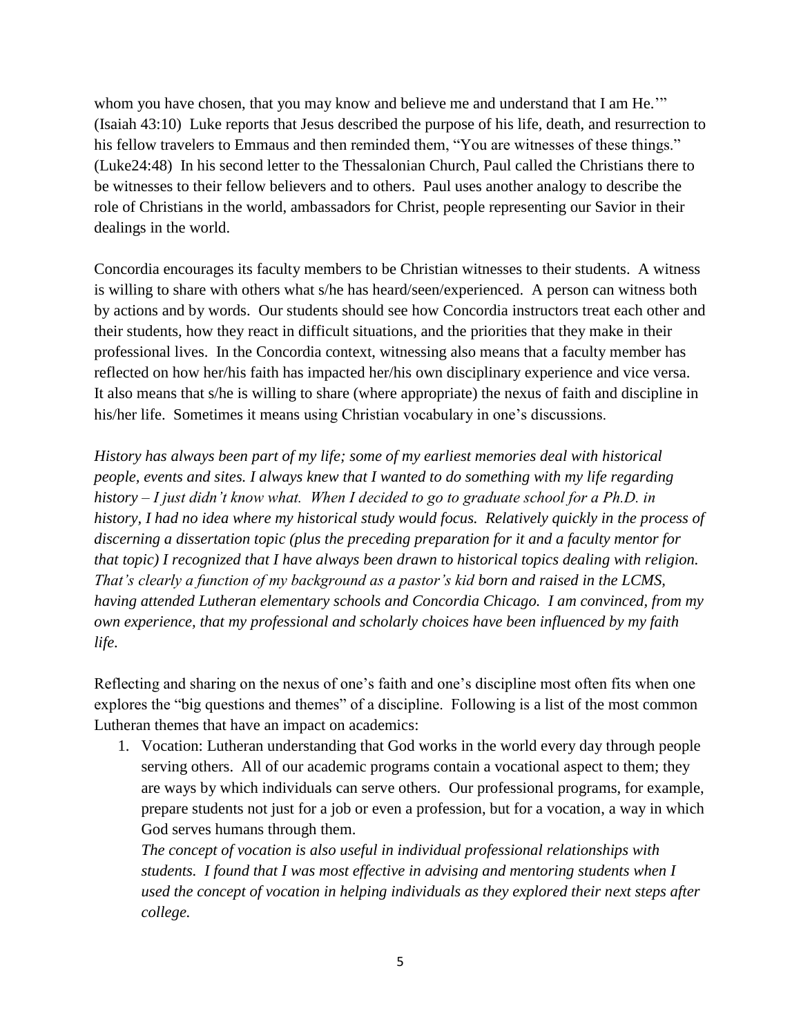whom you have chosen, that you may know and believe me and understand that I am He.'" (Isaiah 43:10) Luke reports that Jesus described the purpose of his life, death, and resurrection to his fellow travelers to Emmaus and then reminded them, "You are witnesses of these things." (Luke24:48) In his second letter to the Thessalonian Church, Paul called the Christians there to be witnesses to their fellow believers and to others. Paul uses another analogy to describe the role of Christians in the world, ambassadors for Christ, people representing our Savior in their dealings in the world.

Concordia encourages its faculty members to be Christian witnesses to their students. A witness is willing to share with others what s/he has heard/seen/experienced. A person can witness both by actions and by words. Our students should see how Concordia instructors treat each other and their students, how they react in difficult situations, and the priorities that they make in their professional lives. In the Concordia context, witnessing also means that a faculty member has reflected on how her/his faith has impacted her/his own disciplinary experience and vice versa. It also means that s/he is willing to share (where appropriate) the nexus of faith and discipline in his/her life. Sometimes it means using Christian vocabulary in one's discussions.

*History has always been part of my life; some of my earliest memories deal with historical people, events and sites. I always knew that I wanted to do something with my life regarding history – I just didn't know what. When I decided to go to graduate school for a Ph.D. in history, I had no idea where my historical study would focus. Relatively quickly in the process of discerning a dissertation topic (plus the preceding preparation for it and a faculty mentor for that topic) I recognized that I have always been drawn to historical topics dealing with religion. That's clearly a function of my background as a pastor's kid born and raised in the LCMS, having attended Lutheran elementary schools and Concordia Chicago. I am convinced, from my own experience, that my professional and scholarly choices have been influenced by my faith life.*

Reflecting and sharing on the nexus of one's faith and one's discipline most often fits when one explores the "big questions and themes" of a discipline. Following is a list of the most common Lutheran themes that have an impact on academics:

1. Vocation: Lutheran understanding that God works in the world every day through people serving others. All of our academic programs contain a vocational aspect to them; they are ways by which individuals can serve others. Our professional programs, for example, prepare students not just for a job or even a profession, but for a vocation, a way in which God serves humans through them.

   *The concept of vocation is also useful in individual professional relationships with students. I found that I was most effective in advising and mentoring students when I used the concept of vocation in helping individuals as they explored their next steps after college.*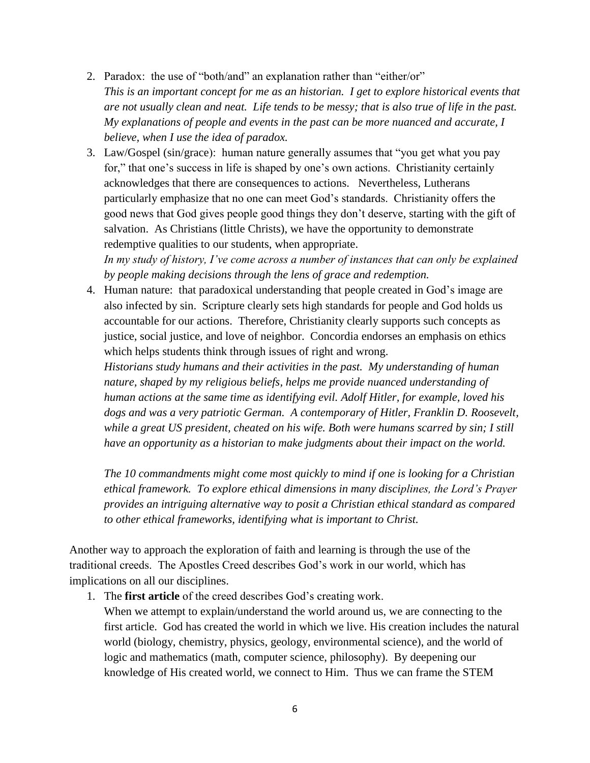2. Paradox: the use of "both/and" an explanation rather than "either/or"
   *This is an important concept for me as an historian. I get to explore historical events that are not usually clean and neat. Life tends to be messy; that is also true of life in the past. My explanations of people and events in the past can be more nuanced and accurate, I believe, when I use the idea of paradox.*
3. Law/Gospel (sin/grace): human nature generally assumes that "you get what you pay for," that one's success in life is shaped by one's own actions. Christianity certainly acknowledges that there are consequences to actions. Nevertheless, Lutherans particularly emphasize that no one can meet God's standards. Christianity offers the good news that God gives people good things they don't deserve, starting with the gift of salvation. As Christians (little Christs), we have the opportunity to demonstrate redemptive qualities to our students, when appropriate.
   *In my study of history, I've come across a number of instances that can only be explained by people making decisions through the lens of grace and redemption.*
4. Human nature: that paradoxical understanding that people created in God's image are also infected by sin. Scripture clearly sets high standards for people and God holds us accountable for our actions. Therefore, Christianity clearly supports such concepts as justice, social justice, and love of neighbor. Concordia endorses an emphasis on ethics which helps students think through issues of right and wrong.
   *Historians study humans and their activities in the past. My understanding of human nature, shaped by my religious beliefs, helps me provide nuanced understanding of human actions at the same time as identifying evil. Adolf Hitler, for example, loved his dogs and was a very patriotic German. A contemporary of Hitler, Franklin D. Roosevelt, while a great US president, cheated on his wife. Both were humans scarred by sin; I still have an opportunity as a historian to make judgments about their impact on the world.*

   *The 10 commandments might come most quickly to mind if one is looking for a Christian ethical framework. To explore ethical dimensions in many disciplines, the Lord's Prayer provides an intriguing alternative way to posit a Christian ethical standard as compared to other ethical frameworks, identifying what is important to Christ.*

Another way to approach the exploration of faith and learning is through the use of the traditional creeds. The Apostles Creed describes God's work in our world, which has implications on all our disciplines.

1. The **first article** of the creed describes God's creating work.
   When we attempt to explain/understand the world around us, we are connecting to the first article. God has created the world in which we live. His creation includes the natural world (biology, chemistry, physics, geology, environmental science), and the world of logic and mathematics (math, computer science, philosophy). By deepening our knowledge of His created world, we connect to Him. Thus we can frame the STEM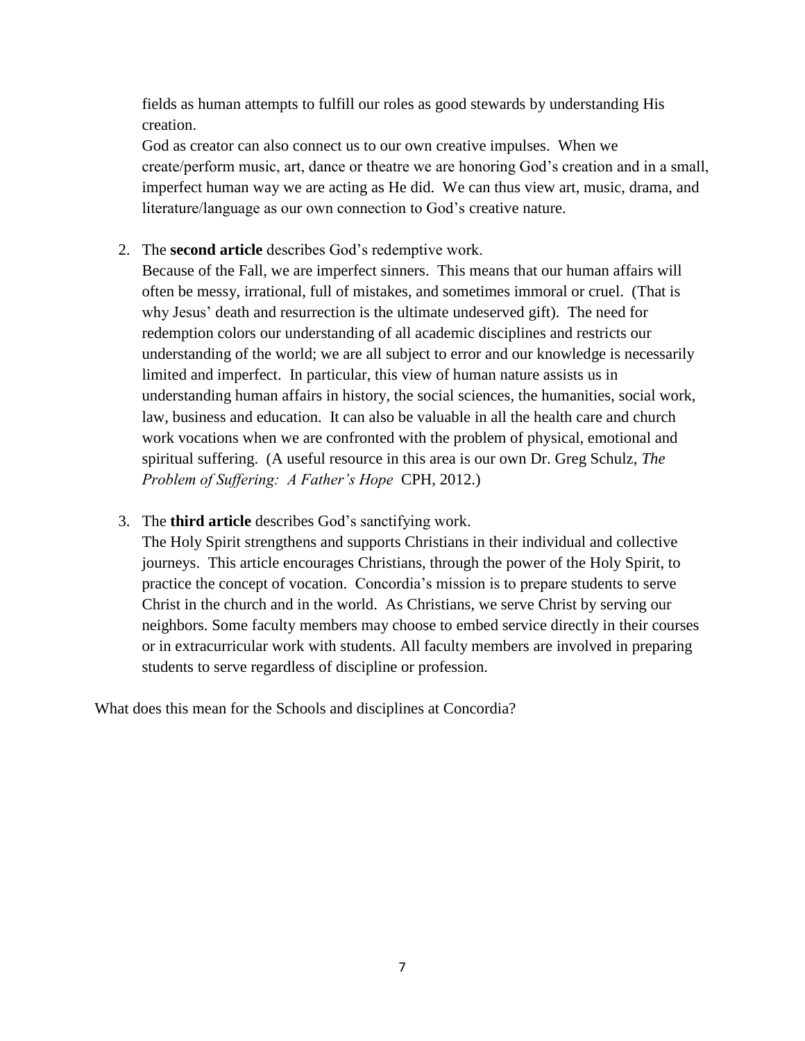fields as human attempts to fulfill our roles as good stewards by understanding His creation.

God as creator can also connect us to our own creative impulses. When we create/perform music, art, dance or theatre we are honoring God's creation and in a small, imperfect human way we are acting as He did. We can thus view art, music, drama, and literature/language as our own connection to God's creative nature.

2. The **second article** describes God's redemptive work.
   Because of the Fall, we are imperfect sinners. This means that our human affairs will often be messy, irrational, full of mistakes, and sometimes immoral or cruel. (That is why Jesus' death and resurrection is the ultimate undeserved gift). The need for redemption colors our understanding of all academic disciplines and restricts our understanding of the world; we are all subject to error and our knowledge is necessarily limited and imperfect. In particular, this view of human nature assists us in understanding human affairs in history, the social sciences, the humanities, social work, law, business and education. It can also be valuable in all the health care and church work vocations when we are confronted with the problem of physical, emotional and spiritual suffering. (A useful resource in this area is our own Dr. Greg Schulz, *The Problem of Suffering: A Father's Hope* CPH, 2012.)

3. The **third article** describes God's sanctifying work.
   The Holy Spirit strengthens and supports Christians in their individual and collective journeys. This article encourages Christians, through the power of the Holy Spirit, to practice the concept of vocation. Concordia's mission is to prepare students to serve Christ in the church and in the world. As Christians, we serve Christ by serving our neighbors. Some faculty members may choose to embed service directly in their courses or in extracurricular work with students. All faculty members are involved in preparing students to serve regardless of discipline or profession.

What does this mean for the Schools and disciplines at Concordia?